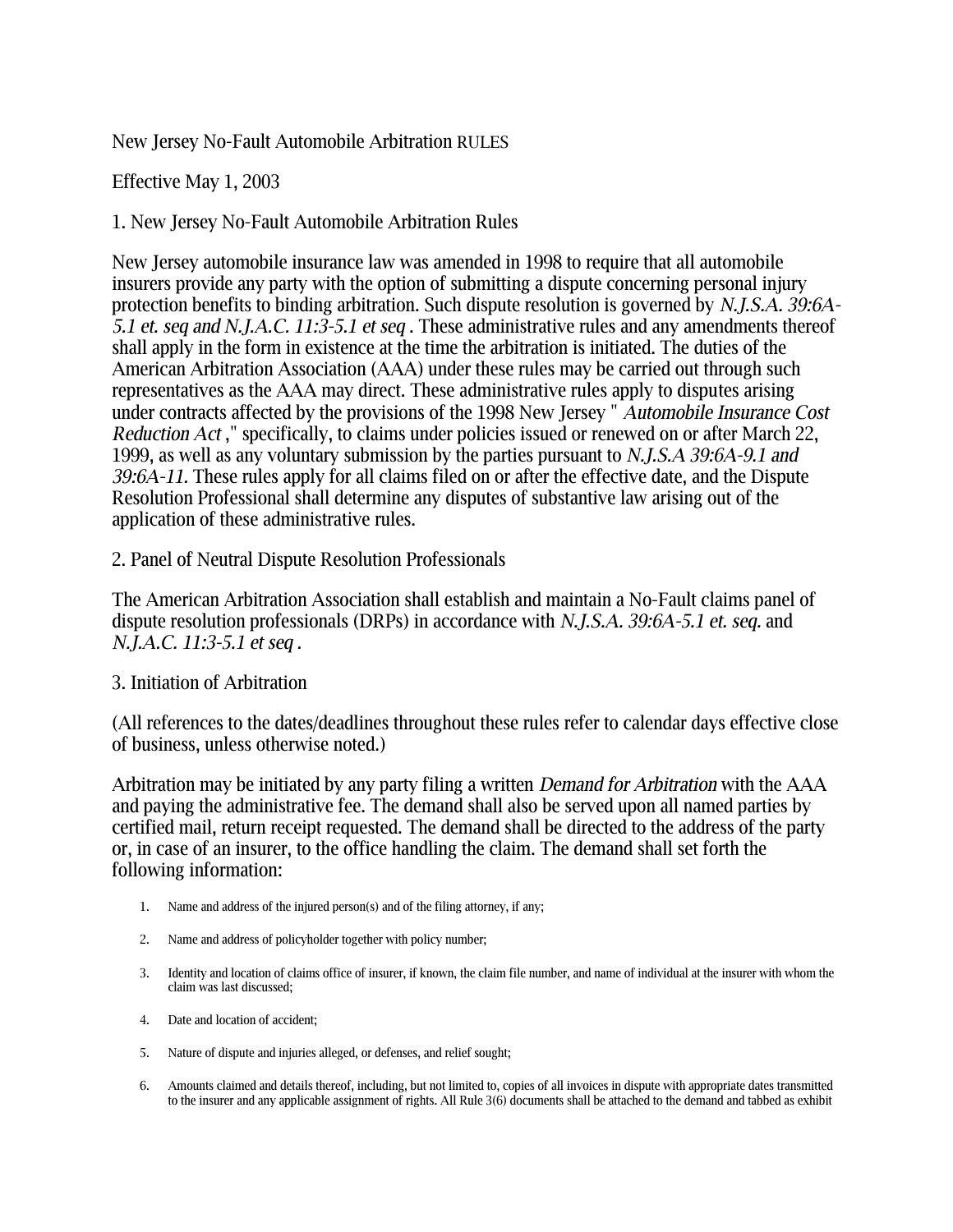# New Jersey No-Fault Automobile Arbitration RULES

Effective May 1, 2003

## 1. New Jersey No-Fault Automobile Arbitration Rules

New Jersey automobile insurance law was amended in 1998 to require that all automobile insurers provide any party with the option of submitting a dispute concerning personal injury protection benefits to binding arbitration. Such dispute resolution is governed by *N.J.S.A. 39:6A-5.1 et. seq and N.J.A.C. 11:3-5.1 et seq* . These administrative rules and any amendments thereof shall apply in the form in existence at the time the arbitration is initiated. The duties of the American Arbitration Association (AAA) under these rules may be carried out through such representatives as the AAA may direct. These administrative rules apply to disputes arising under contracts affected by the provisions of the 1998 New Jersey " *Automobile Insurance Cost Reduction Act* ," specifically, to claims under policies issued or renewed on or after March 22, 1999, as well as any voluntary submission by the parties pursuant to *N.J.S.A 39:6A-9.1 and 39:6A-11.* These rules apply for all claims filed on or after the effective date, and the Dispute Resolution Professional shall determine any disputes of substantive law arising out of the application of these administrative rules.

## 2. Panel of Neutral Dispute Resolution Professionals

The American Arbitration Association shall establish and maintain a No-Fault claims panel of dispute resolution professionals (DRPs) in accordance with *N.J.S.A. 39:6A-5.1 et. seq.* and *N.J.A.C. 11:3-5.1 et seq* .

## 3. Initiation of Arbitration

(All references to the dates/deadlines throughout these rules refer to calendar days effective close of business, unless otherwise noted.)

Arbitration may be initiated by any party filing a written *Demand for Arbitration* with the AAA and paying the administrative fee. The demand shall also be served upon all named parties by certified mail, return receipt requested. The demand shall be directed to the address of the party or, in case of an insurer, to the office handling the claim. The demand shall set forth the following information:

1. Name and address of the injured person(s) and of the filing attorney, if any;
2. Name and address of policyholder together with policy number;
3. Identity and location of claims office of insurer, if known, the claim file number, and name of individual at the insurer with whom the claim was last discussed;
4. Date and location of accident;
5. Nature of dispute and injuries alleged, or defenses, and relief sought;
6. Amounts claimed and details thereof, including, but not limited to, copies of all invoices in dispute with appropriate dates transmitted to the insurer and any applicable assignment of rights. All Rule 3(6) documents shall be attached to the demand and tabbed as exhibit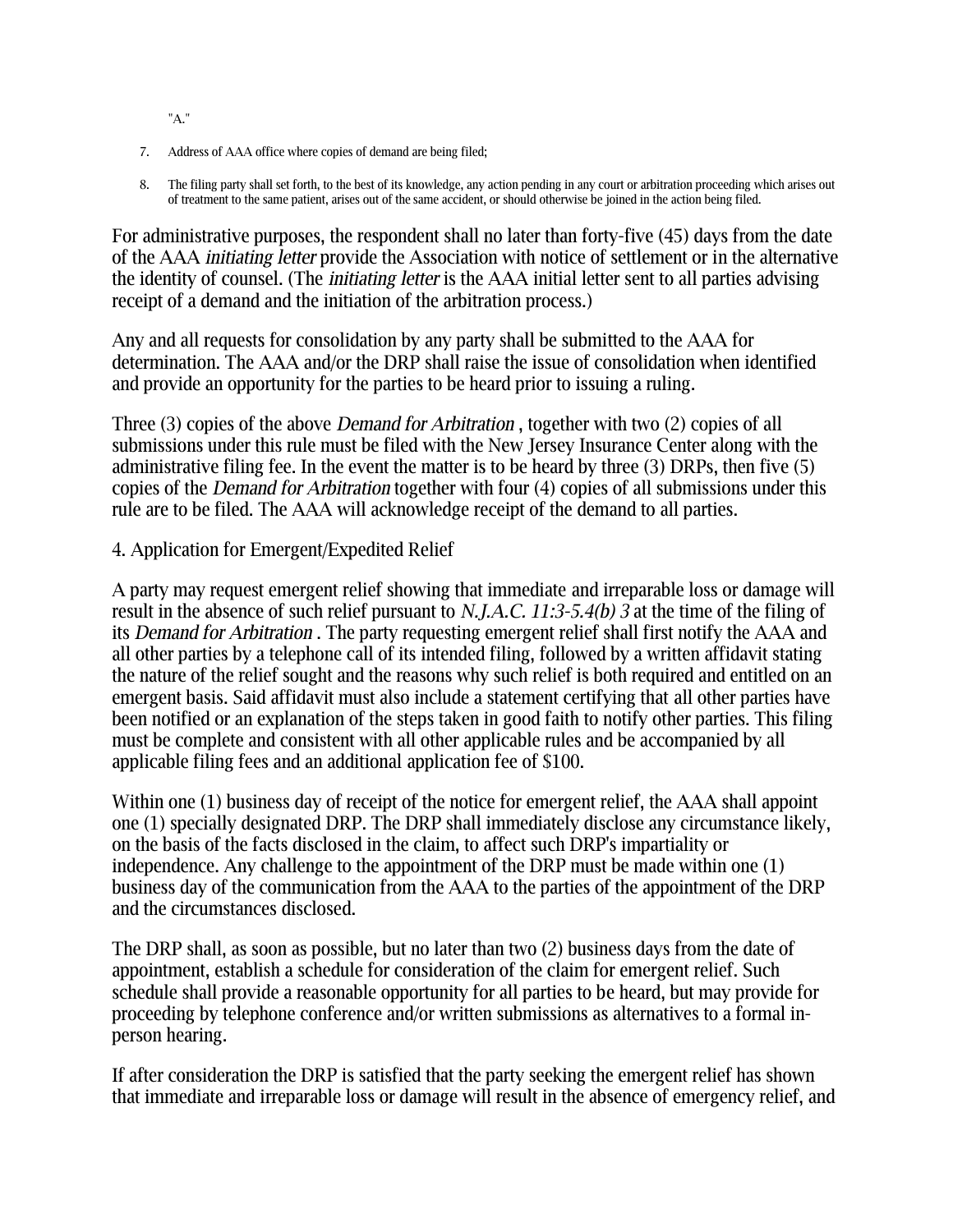"A."

7. Address of AAA office where copies of demand are being filed;
8. The filing party shall set forth, to the best of its knowledge, any action pending in any court or arbitration proceeding which arises out of treatment to the same patient, arises out of the same accident, or should otherwise be joined in the action being filed.

For administrative purposes, the respondent shall no later than forty-five (45) days from the date of the AAA *initiating letter* provide the Association with notice of settlement or in the alternative the identity of counsel. (The *initiating letter* is the AAA initial letter sent to all parties advising receipt of a demand and the initiation of the arbitration process.)

Any and all requests for consolidation by any party shall be submitted to the AAA for determination. The AAA and/or the DRP shall raise the issue of consolidation when identified and provide an opportunity for the parties to be heard prior to issuing a ruling.

Three (3) copies of the above *Demand for Arbitration* , together with two (2) copies of all submissions under this rule must be filed with the New Jersey Insurance Center along with the administrative filing fee. In the event the matter is to be heard by three (3) DRPs, then five (5) copies of the *Demand for Arbitration* together with four (4) copies of all submissions under this rule are to be filed. The AAA will acknowledge receipt of the demand to all parties.

4. Application for Emergent/Expedited Relief

A party may request emergent relief showing that immediate and irreparable loss or damage will result in the absence of such relief pursuant to *N.J.A.C. 11:3-5.4(b) 3* at the time of the filing of its *Demand for Arbitration* . The party requesting emergent relief shall first notify the AAA and all other parties by a telephone call of its intended filing, followed by a written affidavit stating the nature of the relief sought and the reasons why such relief is both required and entitled on an emergent basis. Said affidavit must also include a statement certifying that all other parties have been notified or an explanation of the steps taken in good faith to notify other parties. This filing must be complete and consistent with all other applicable rules and be accompanied by all applicable filing fees and an additional application fee of $100.

Within one (1) business day of receipt of the notice for emergent relief, the AAA shall appoint one (1) specially designated DRP. The DRP shall immediately disclose any circumstance likely, on the basis of the facts disclosed in the claim, to affect such DRP's impartiality or independence. Any challenge to the appointment of the DRP must be made within one (1) business day of the communication from the AAA to the parties of the appointment of the DRP and the circumstances disclosed.

The DRP shall, as soon as possible, but no later than two (2) business days from the date of appointment, establish a schedule for consideration of the claim for emergent relief. Such schedule shall provide a reasonable opportunity for all parties to be heard, but may provide for proceeding by telephone conference and/or written submissions as alternatives to a formal in-person hearing.

If after consideration the DRP is satisfied that the party seeking the emergent relief has shown that immediate and irreparable loss or damage will result in the absence of emergency relief, and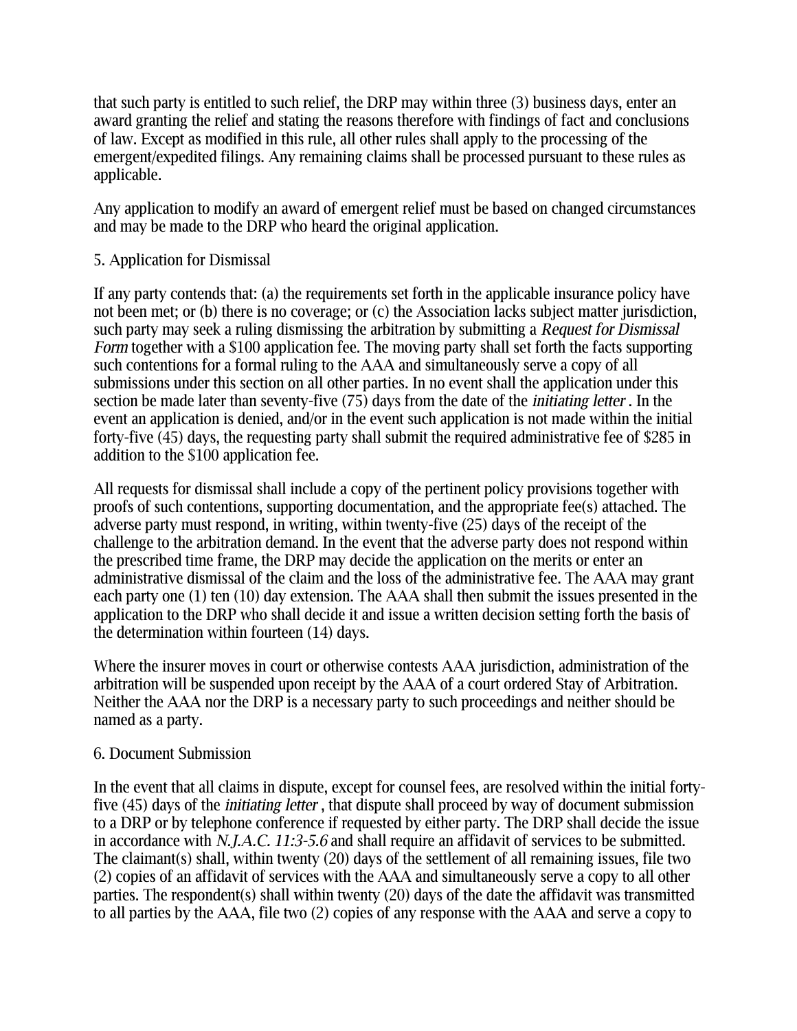that such party is entitled to such relief, the DRP may within three (3) business days, enter an award granting the relief and stating the reasons therefore with findings of fact and conclusions of law. Except as modified in this rule, all other rules shall apply to the processing of the emergent/expedited filings. Any remaining claims shall be processed pursuant to these rules as applicable.

Any application to modify an award of emergent relief must be based on changed circumstances and may be made to the DRP who heard the original application.

## 5. Application for Dismissal

If any party contends that: (a) the requirements set forth in the applicable insurance policy have not been met; or (b) there is no coverage; or (c) the Association lacks subject matter jurisdiction, such party may seek a ruling dismissing the arbitration by submitting a *Request for Dismissal Form* together with a $100 application fee. The moving party shall set forth the facts supporting such contentions for a formal ruling to the AAA and simultaneously serve a copy of all submissions under this section on all other parties. In no event shall the application under this section be made later than seventy-five (75) days from the date of the *initiating letter*. In the event an application is denied, and/or in the event such application is not made within the initial forty-five (45) days, the requesting party shall submit the required administrative fee of $285 in addition to the $100 application fee.

All requests for dismissal shall include a copy of the pertinent policy provisions together with proofs of such contentions, supporting documentation, and the appropriate fee(s) attached. The adverse party must respond, in writing, within twenty-five (25) days of the receipt of the challenge to the arbitration demand. In the event that the adverse party does not respond within the prescribed time frame, the DRP may decide the application on the merits or enter an administrative dismissal of the claim and the loss of the administrative fee. The AAA may grant each party one (1) ten (10) day extension. The AAA shall then submit the issues presented in the application to the DRP who shall decide it and issue a written decision setting forth the basis of the determination within fourteen (14) days.

Where the insurer moves in court or otherwise contests AAA jurisdiction, administration of the arbitration will be suspended upon receipt by the AAA of a court ordered Stay of Arbitration. Neither the AAA nor the DRP is a necessary party to such proceedings and neither should be named as a party.

## 6. Document Submission

In the event that all claims in dispute, except for counsel fees, are resolved within the initial forty-five (45) days of the *initiating letter*, that dispute shall proceed by way of document submission to a DRP or by telephone conference if requested by either party. The DRP shall decide the issue in accordance with *N.J.A.C. 11:3-5.6* and shall require an affidavit of services to be submitted. The claimant(s) shall, within twenty (20) days of the settlement of all remaining issues, file two (2) copies of an affidavit of services with the AAA and simultaneously serve a copy to all other parties. The respondent(s) shall within twenty (20) days of the date the affidavit was transmitted to all parties by the AAA, file two (2) copies of any response with the AAA and serve a copy to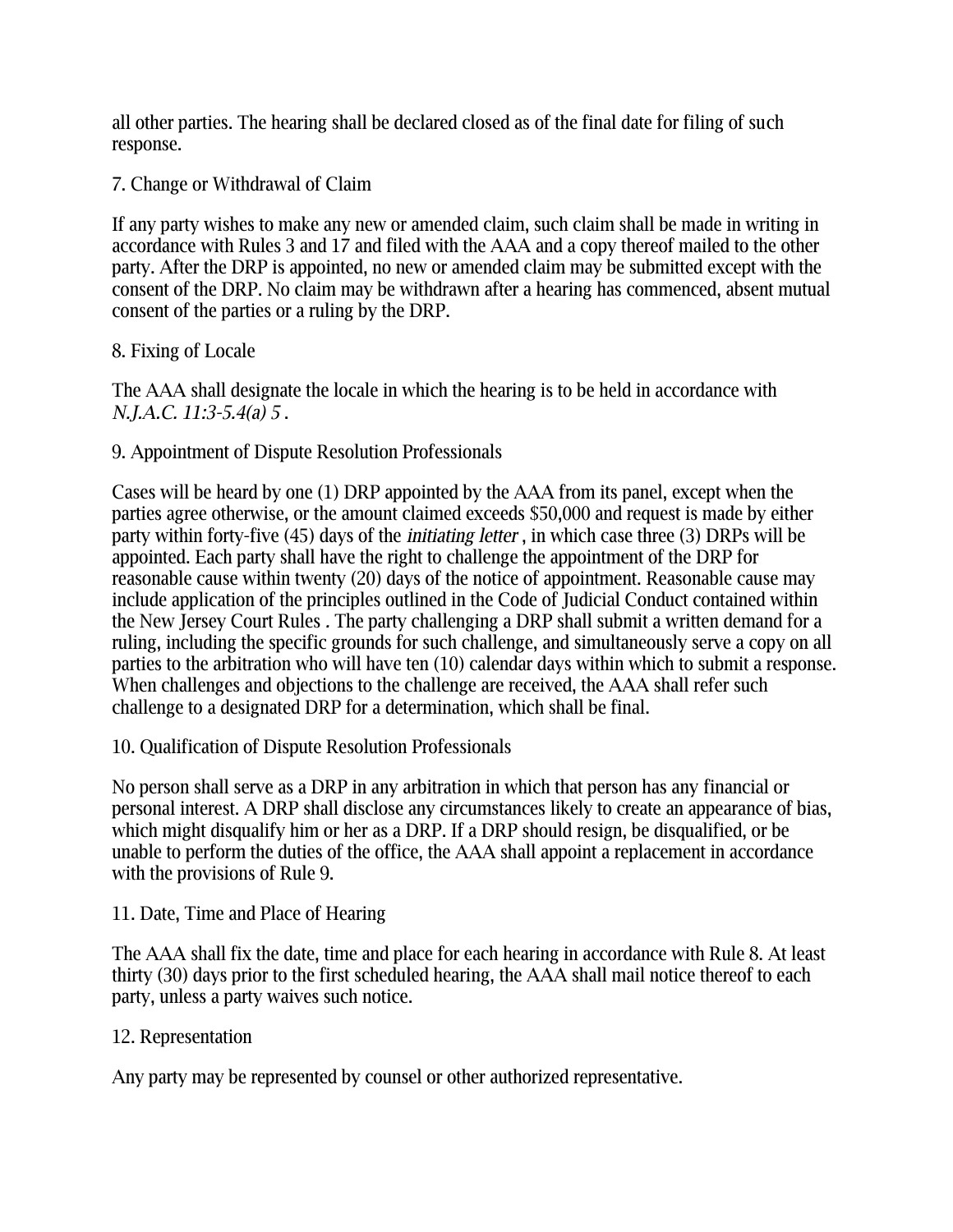all other parties. The hearing shall be declared closed as of the final date for filing of such response.

7. Change or Withdrawal of Claim

If any party wishes to make any new or amended claim, such claim shall be made in writing in accordance with Rules 3 and 17 and filed with the AAA and a copy thereof mailed to the other party. After the DRP is appointed, no new or amended claim may be submitted except with the consent of the DRP. No claim may be withdrawn after a hearing has commenced, absent mutual consent of the parties or a ruling by the DRP.

8. Fixing of Locale

The AAA shall designate the locale in which the hearing is to be held in accordance with *N.J.A.C. 11:3-5.4(a) 5* .

9. Appointment of Dispute Resolution Professionals

Cases will be heard by one (1) DRP appointed by the AAA from its panel, except when the parties agree otherwise, or the amount claimed exceeds $50,000 and request is made by either party within forty-five (45) days of the *initiating letter* , in which case three (3) DRPs will be appointed. Each party shall have the right to challenge the appointment of the DRP for reasonable cause within twenty (20) days of the notice of appointment. Reasonable cause may include application of the principles outlined in the Code of Judicial Conduct contained within the New Jersey Court Rules . The party challenging a DRP shall submit a written demand for a ruling, including the specific grounds for such challenge, and simultaneously serve a copy on all parties to the arbitration who will have ten (10) calendar days within which to submit a response. When challenges and objections to the challenge are received, the AAA shall refer such challenge to a designated DRP for a determination, which shall be final.

10. Qualification of Dispute Resolution Professionals

No person shall serve as a DRP in any arbitration in which that person has any financial or personal interest. A DRP shall disclose any circumstances likely to create an appearance of bias, which might disqualify him or her as a DRP. If a DRP should resign, be disqualified, or be unable to perform the duties of the office, the AAA shall appoint a replacement in accordance with the provisions of Rule 9.

11. Date, Time and Place of Hearing

The AAA shall fix the date, time and place for each hearing in accordance with Rule 8. At least thirty (30) days prior to the first scheduled hearing, the AAA shall mail notice thereof to each party, unless a party waives such notice.

12. Representation

Any party may be represented by counsel or other authorized representative.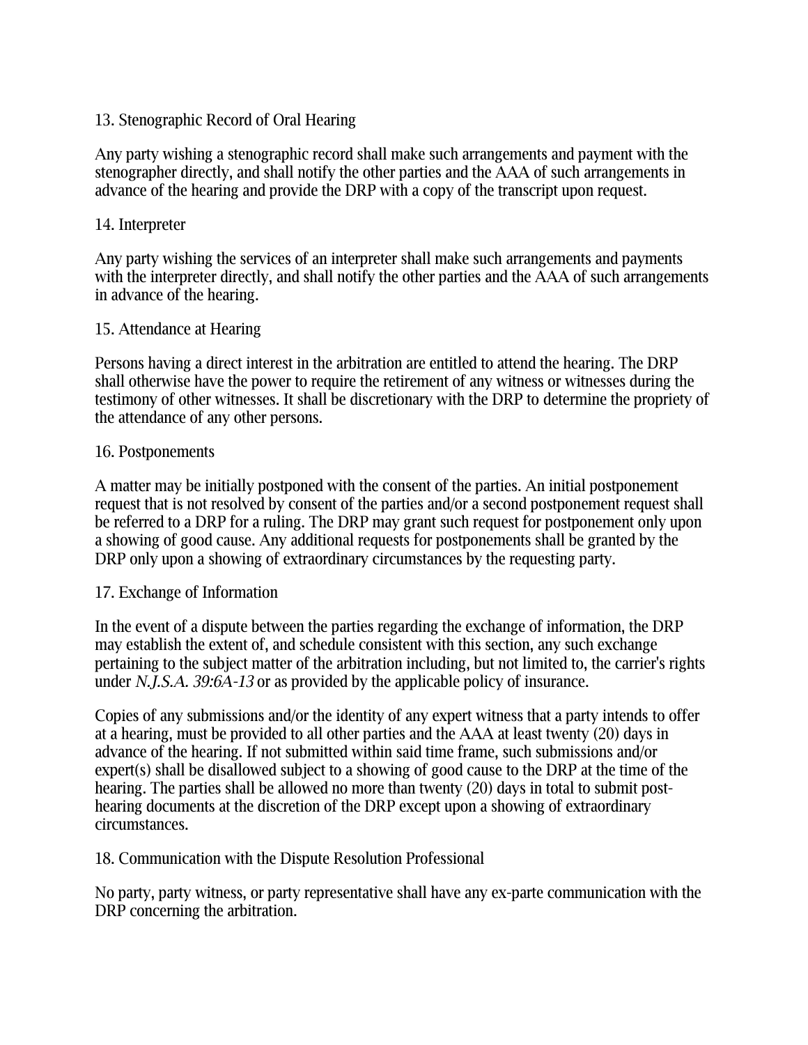### 13. Stenographic Record of Oral Hearing

Any party wishing a stenographic record shall make such arrangements and payment with the stenographer directly, and shall notify the other parties and the AAA of such arrangements in advance of the hearing and provide the DRP with a copy of the transcript upon request.

### 14. Interpreter

Any party wishing the services of an interpreter shall make such arrangements and payments with the interpreter directly, and shall notify the other parties and the AAA of such arrangements in advance of the hearing.

### 15. Attendance at Hearing

Persons having a direct interest in the arbitration are entitled to attend the hearing. The DRP shall otherwise have the power to require the retirement of any witness or witnesses during the testimony of other witnesses. It shall be discretionary with the DRP to determine the propriety of the attendance of any other persons.

### 16. Postponements

A matter may be initially postponed with the consent of the parties. An initial postponement request that is not resolved by consent of the parties and/or a second postponement request shall be referred to a DRP for a ruling. The DRP may grant such request for postponement only upon a showing of good cause. Any additional requests for postponements shall be granted by the DRP only upon a showing of extraordinary circumstances by the requesting party.

### 17. Exchange of Information

In the event of a dispute between the parties regarding the exchange of information, the DRP may establish the extent of, and schedule consistent with this section, any such exchange pertaining to the subject matter of the arbitration including, but not limited to, the carrier's rights under *N.J.S.A. 39:6A-13* or as provided by the applicable policy of insurance.

Copies of any submissions and/or the identity of any expert witness that a party intends to offer at a hearing, must be provided to all other parties and the AAA at least twenty (20) days in advance of the hearing. If not submitted within said time frame, such submissions and/or expert(s) shall be disallowed subject to a showing of good cause to the DRP at the time of the hearing. The parties shall be allowed no more than twenty (20) days in total to submit post-hearing documents at the discretion of the DRP except upon a showing of extraordinary circumstances.

### 18. Communication with the Dispute Resolution Professional

No party, party witness, or party representative shall have any ex-parte communication with the DRP concerning the arbitration.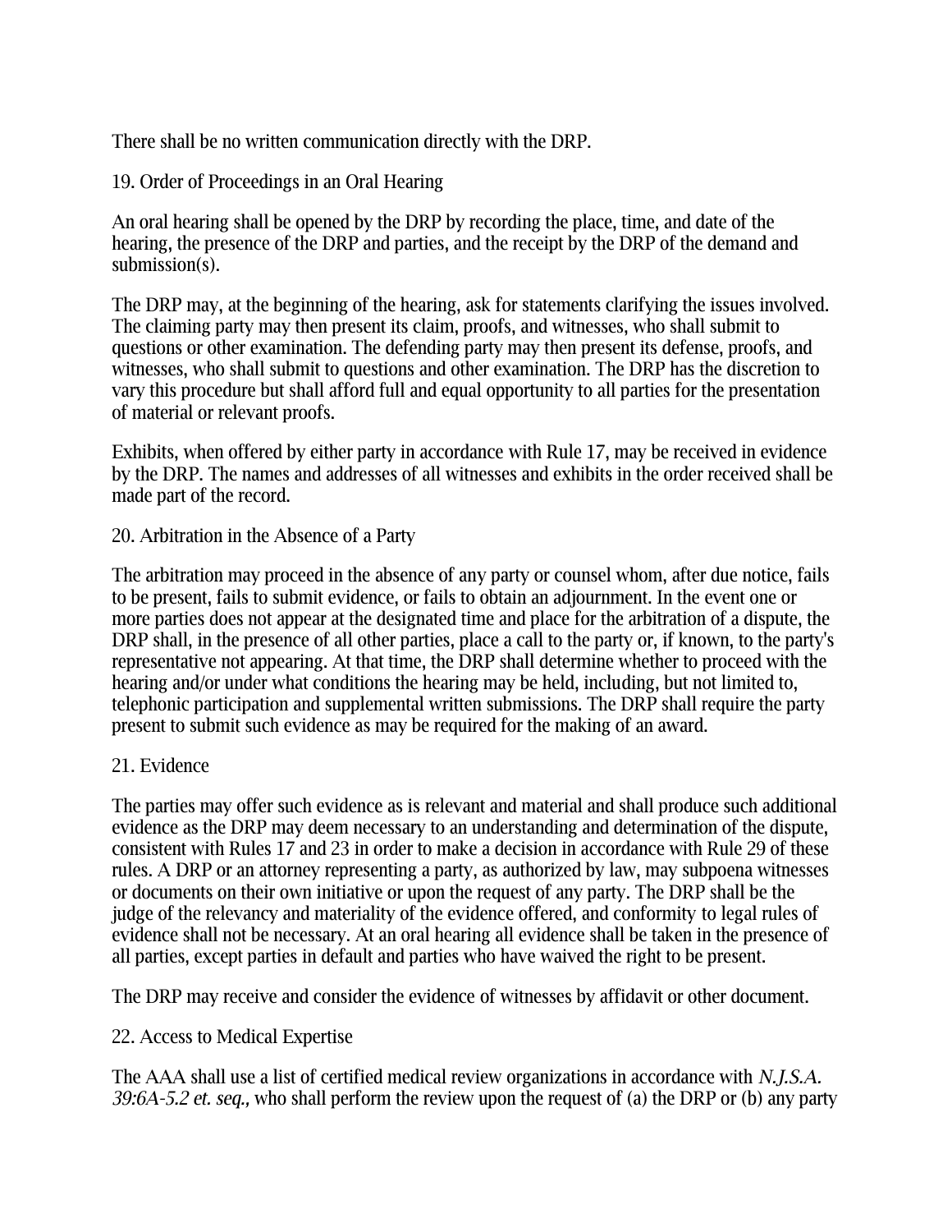There shall be no written communication directly with the DRP.

## 19. Order of Proceedings in an Oral Hearing

An oral hearing shall be opened by the DRP by recording the place, time, and date of the hearing, the presence of the DRP and parties, and the receipt by the DRP of the demand and submission(s).

The DRP may, at the beginning of the hearing, ask for statements clarifying the issues involved. The claiming party may then present its claim, proofs, and witnesses, who shall submit to questions or other examination. The defending party may then present its defense, proofs, and witnesses, who shall submit to questions and other examination. The DRP has the discretion to vary this procedure but shall afford full and equal opportunity to all parties for the presentation of material or relevant proofs.

Exhibits, when offered by either party in accordance with Rule 17, may be received in evidence by the DRP. The names and addresses of all witnesses and exhibits in the order received shall be made part of the record.

## 20. Arbitration in the Absence of a Party

The arbitration may proceed in the absence of any party or counsel whom, after due notice, fails to be present, fails to submit evidence, or fails to obtain an adjournment. In the event one or more parties does not appear at the designated time and place for the arbitration of a dispute, the DRP shall, in the presence of all other parties, place a call to the party or, if known, to the party's representative not appearing. At that time, the DRP shall determine whether to proceed with the hearing and/or under what conditions the hearing may be held, including, but not limited to, telephonic participation and supplemental written submissions. The DRP shall require the party present to submit such evidence as may be required for the making of an award.

## 21. Evidence

The parties may offer such evidence as is relevant and material and shall produce such additional evidence as the DRP may deem necessary to an understanding and determination of the dispute, consistent with Rules 17 and 23 in order to make a decision in accordance with Rule 29 of these rules. A DRP or an attorney representing a party, as authorized by law, may subpoena witnesses or documents on their own initiative or upon the request of any party. The DRP shall be the judge of the relevancy and materiality of the evidence offered, and conformity to legal rules of evidence shall not be necessary. At an oral hearing all evidence shall be taken in the presence of all parties, except parties in default and parties who have waived the right to be present.

The DRP may receive and consider the evidence of witnesses by affidavit or other document.

## 22. Access to Medical Expertise

The AAA shall use a list of certified medical review organizations in accordance with *N.J.S.A. 39:6A-5.2 et. seq.,* who shall perform the review upon the request of (a) the DRP or (b) any party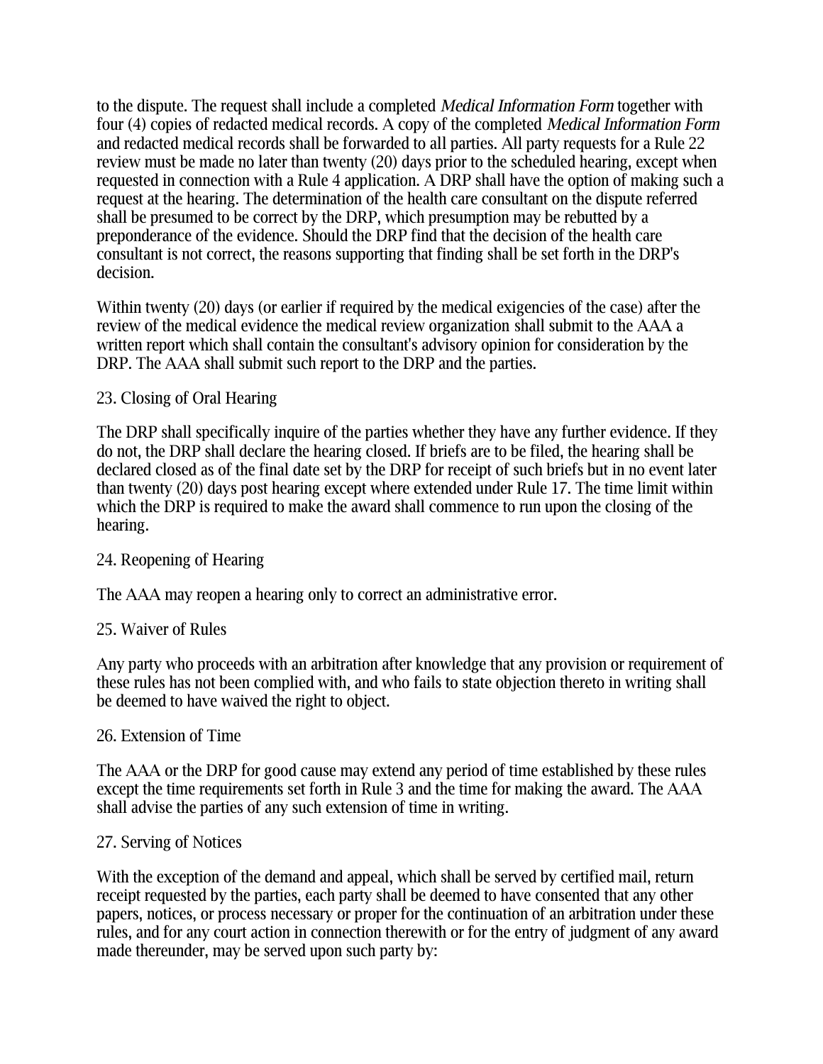to the dispute. The request shall include a completed *Medical Information Form* together with four (4) copies of redacted medical records. A copy of the completed *Medical Information Form* and redacted medical records shall be forwarded to all parties. All party requests for a Rule 22 review must be made no later than twenty (20) days prior to the scheduled hearing, except when requested in connection with a Rule 4 application. A DRP shall have the option of making such a request at the hearing. The determination of the health care consultant on the dispute referred shall be presumed to be correct by the DRP, which presumption may be rebutted by a preponderance of the evidence. Should the DRP find that the decision of the health care consultant is not correct, the reasons supporting that finding shall be set forth in the DRP's decision.

Within twenty (20) days (or earlier if required by the medical exigencies of the case) after the review of the medical evidence the medical review organization shall submit to the AAA a written report which shall contain the consultant's advisory opinion for consideration by the DRP. The AAA shall submit such report to the DRP and the parties.

## 23. Closing of Oral Hearing

The DRP shall specifically inquire of the parties whether they have any further evidence. If they do not, the DRP shall declare the hearing closed. If briefs are to be filed, the hearing shall be declared closed as of the final date set by the DRP for receipt of such briefs but in no event later than twenty (20) days post hearing except where extended under Rule 17. The time limit within which the DRP is required to make the award shall commence to run upon the closing of the hearing.

## 24. Reopening of Hearing

The AAA may reopen a hearing only to correct an administrative error.

## 25. Waiver of Rules

Any party who proceeds with an arbitration after knowledge that any provision or requirement of these rules has not been complied with, and who fails to state objection thereto in writing shall be deemed to have waived the right to object.

## 26. Extension of Time

The AAA or the DRP for good cause may extend any period of time established by these rules except the time requirements set forth in Rule 3 and the time for making the award. The AAA shall advise the parties of any such extension of time in writing.

## 27. Serving of Notices

With the exception of the demand and appeal, which shall be served by certified mail, return receipt requested by the parties, each party shall be deemed to have consented that any other papers, notices, or process necessary or proper for the continuation of an arbitration under these rules, and for any court action in connection therewith or for the entry of judgment of any award made thereunder, may be served upon such party by: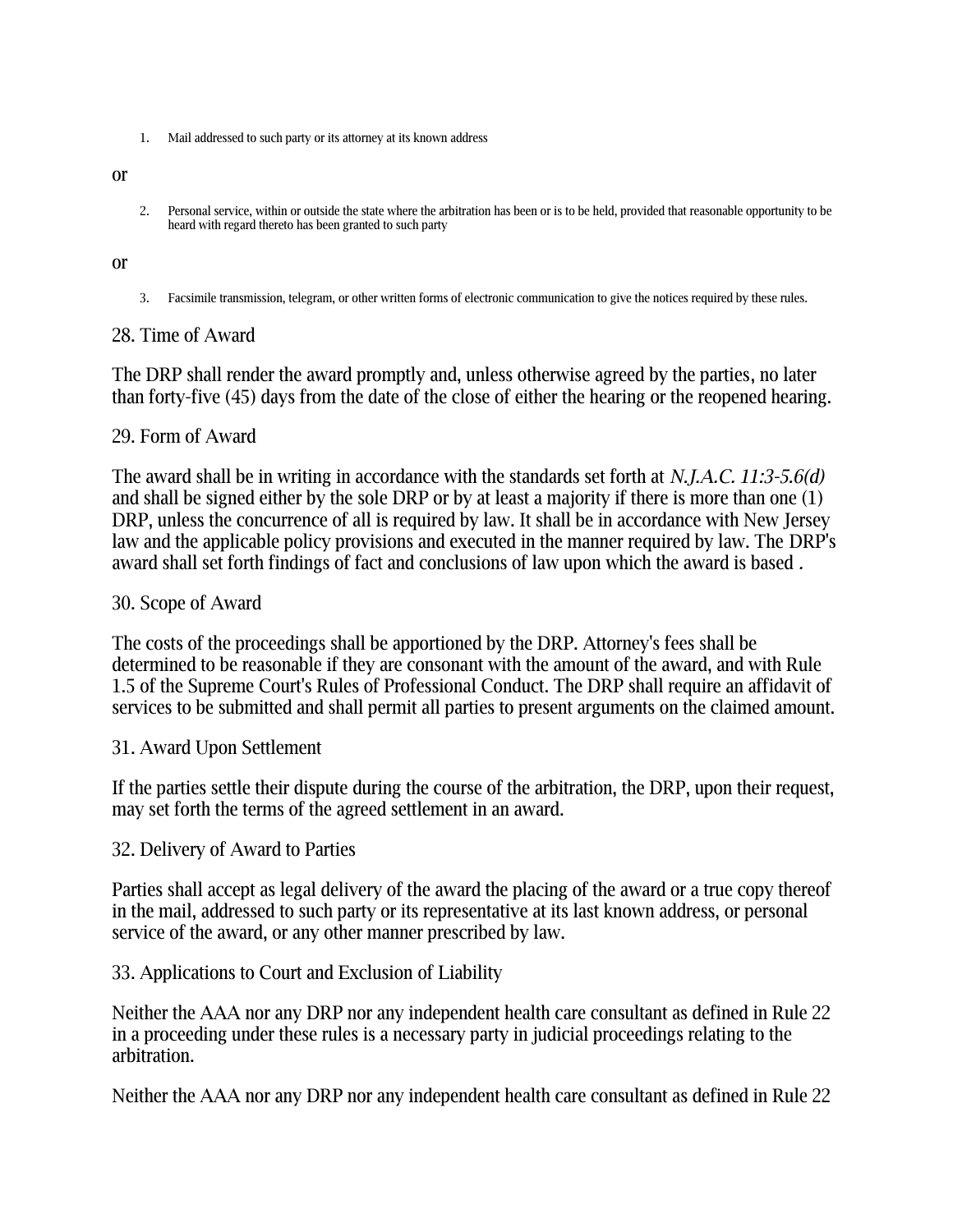1. Mail addressed to such party or its attorney at its known address

or

2. Personal service, within or outside the state where the arbitration has been or is to be held, provided that reasonable opportunity to be heard with regard thereto has been granted to such party

or

3. Facsimile transmission, telegram, or other written forms of electronic communication to give the notices required by these rules.

28. Time of Award

The DRP shall render the award promptly and, unless otherwise agreed by the parties, no later than forty-five (45) days from the date of the close of either the hearing or the reopened hearing.

29. Form of Award

The award shall be in writing in accordance with the standards set forth at *N.J.A.C. 11:3-5.6(d)* and shall be signed either by the sole DRP or by at least a majority if there is more than one (1) DRP, unless the concurrence of all is required by law. It shall be in accordance with New Jersey law and the applicable policy provisions and executed in the manner required by law. The DRP's award shall set forth findings of fact and conclusions of law upon which the award is based .

30. Scope of Award

The costs of the proceedings shall be apportioned by the DRP. Attorney's fees shall be determined to be reasonable if they are consonant with the amount of the award, and with Rule 1.5 of the Supreme Court's Rules of Professional Conduct. The DRP shall require an affidavit of services to be submitted and shall permit all parties to present arguments on the claimed amount.

31. Award Upon Settlement

If the parties settle their dispute during the course of the arbitration, the DRP, upon their request, may set forth the terms of the agreed settlement in an award.

32. Delivery of Award to Parties

Parties shall accept as legal delivery of the award the placing of the award or a true copy thereof in the mail, addressed to such party or its representative at its last known address, or personal service of the award, or any other manner prescribed by law.

33. Applications to Court and Exclusion of Liability

Neither the AAA nor any DRP nor any independent health care consultant as defined in Rule 22 in a proceeding under these rules is a necessary party in judicial proceedings relating to the arbitration.

Neither the AAA nor any DRP nor any independent health care consultant as defined in Rule 22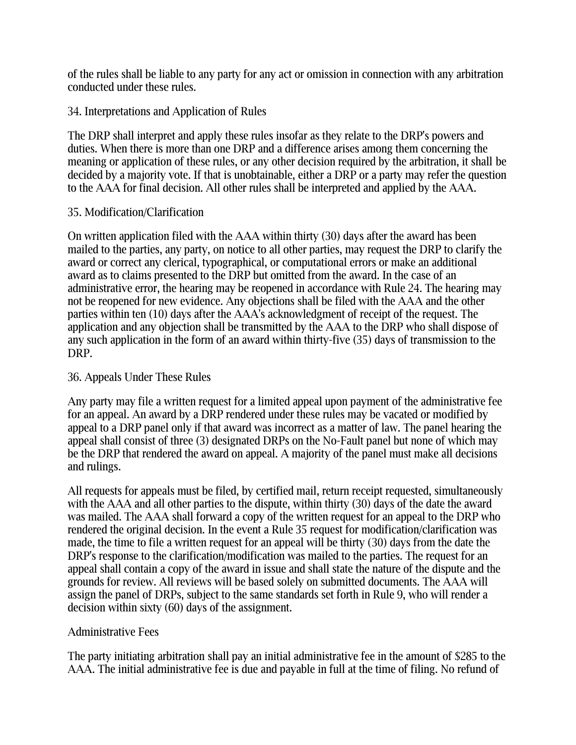of the rules shall be liable to any party for any act or omission in connection with any arbitration conducted under these rules.

## 34. Interpretations and Application of Rules

The DRP shall interpret and apply these rules insofar as they relate to the DRP's powers and duties. When there is more than one DRP and a difference arises among them concerning the meaning or application of these rules, or any other decision required by the arbitration, it shall be decided by a majority vote. If that is unobtainable, either a DRP or a party may refer the question to the AAA for final decision. All other rules shall be interpreted and applied by the AAA.

## 35. Modification/Clarification

On written application filed with the AAA within thirty (30) days after the award has been mailed to the parties, any party, on notice to all other parties, may request the DRP to clarify the award or correct any clerical, typographical, or computational errors or make an additional award as to claims presented to the DRP but omitted from the award. In the case of an administrative error, the hearing may be reopened in accordance with Rule 24. The hearing may not be reopened for new evidence. Any objections shall be filed with the AAA and the other parties within ten (10) days after the AAA's acknowledgment of receipt of the request. The application and any objection shall be transmitted by the AAA to the DRP who shall dispose of any such application in the form of an award within thirty-five (35) days of transmission to the DRP.

## 36. Appeals Under These Rules

Any party may file a written request for a limited appeal upon payment of the administrative fee for an appeal. An award by a DRP rendered under these rules may be vacated or modified by appeal to a DRP panel only if that award was incorrect as a matter of law. The panel hearing the appeal shall consist of three (3) designated DRPs on the No-Fault panel but none of which may be the DRP that rendered the award on appeal. A majority of the panel must make all decisions and rulings.

All requests for appeals must be filed, by certified mail, return receipt requested, simultaneously with the AAA and all other parties to the dispute, within thirty (30) days of the date the award was mailed. The AAA shall forward a copy of the written request for an appeal to the DRP who rendered the original decision. In the event a Rule 35 request for modification/clarification was made, the time to file a written request for an appeal will be thirty (30) days from the date the DRP's response to the clarification/modification was mailed to the parties. The request for an appeal shall contain a copy of the award in issue and shall state the nature of the dispute and the grounds for review. All reviews will be based solely on submitted documents. The AAA will assign the panel of DRPs, subject to the same standards set forth in Rule 9, who will render a decision within sixty (60) days of the assignment.

## Administrative Fees

The party initiating arbitration shall pay an initial administrative fee in the amount of $285 to the AAA. The initial administrative fee is due and payable in full at the time of filing. No refund of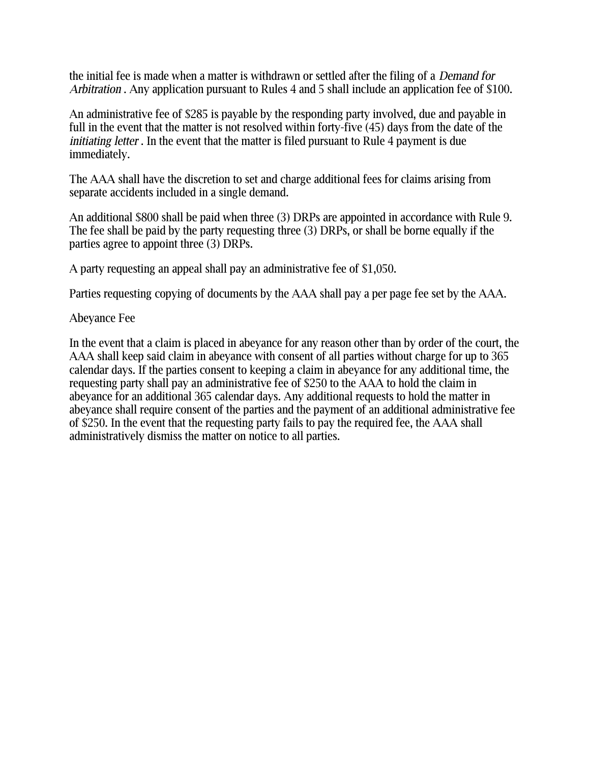the initial fee is made when a matter is withdrawn or settled after the filing of a *Demand for Arbitration* . Any application pursuant to Rules 4 and 5 shall include an application fee of $100.

An administrative fee of $285 is payable by the responding party involved, due and payable in full in the event that the matter is not resolved within forty-five (45) days from the date of the *initiating letter* . In the event that the matter is filed pursuant to Rule 4 payment is due immediately.

The AAA shall have the discretion to set and charge additional fees for claims arising from separate accidents included in a single demand.

An additional $800 shall be paid when three (3) DRPs are appointed in accordance with Rule 9. The fee shall be paid by the party requesting three (3) DRPs, or shall be borne equally if the parties agree to appoint three (3) DRPs.

A party requesting an appeal shall pay an administrative fee of $1,050.

Parties requesting copying of documents by the AAA shall pay a per page fee set by the AAA.

Abeyance Fee

In the event that a claim is placed in abeyance for any reason other than by order of the court, the AAA shall keep said claim in abeyance with consent of all parties without charge for up to 365 calendar days. If the parties consent to keeping a claim in abeyance for any additional time, the requesting party shall pay an administrative fee of $250 to the AAA to hold the claim in abeyance for an additional 365 calendar days. Any additional requests to hold the matter in abeyance shall require consent of the parties and the payment of an additional administrative fee of $250. In the event that the requesting party fails to pay the required fee, the AAA shall administratively dismiss the matter on notice to all parties.